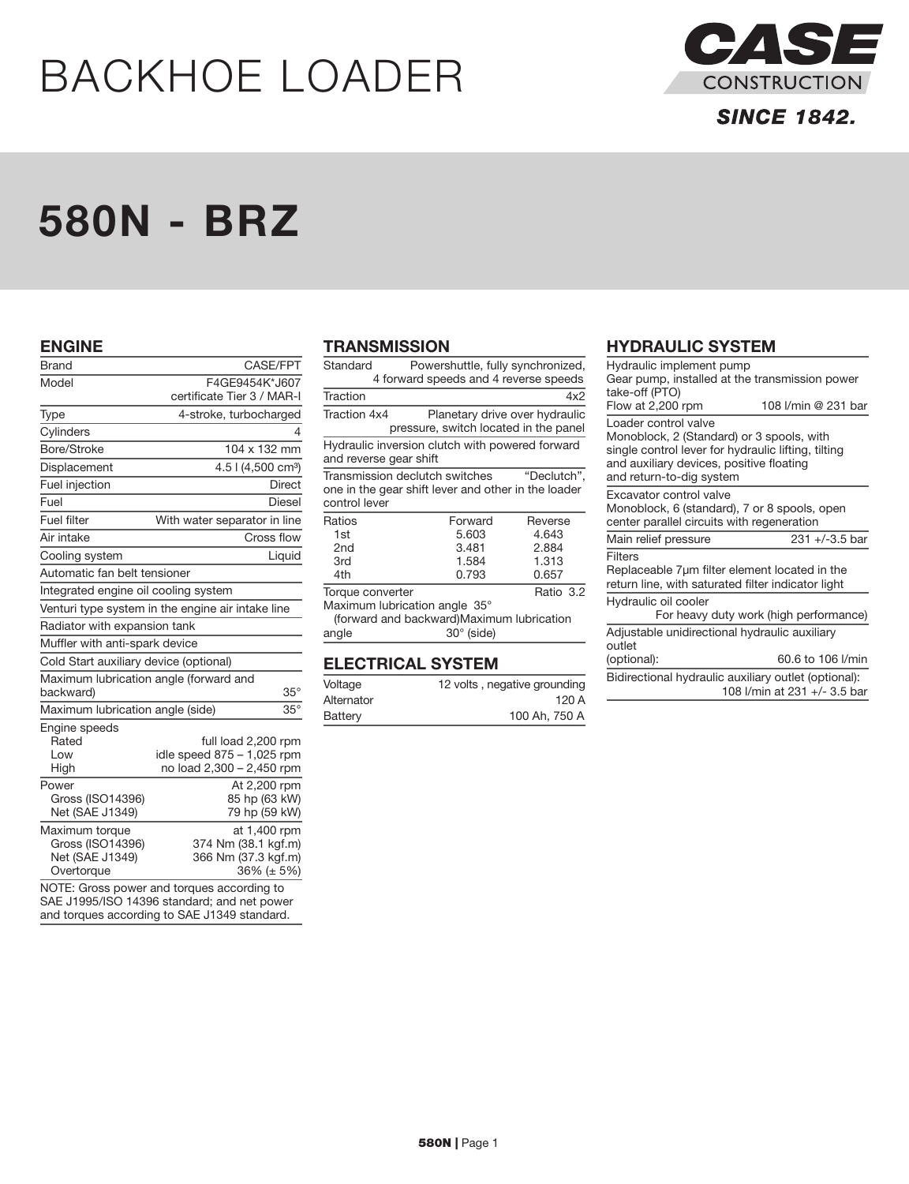# BACKHOE LOADER

CASE CONSTRUCTION
SINCE 1842.

# 580N - BRZ

## ENGINE

| | |
|---|---|
| Brand | CASE/FPT |
| Model | F4GE9454K*J607 certificate Tier 3 / MAR-I |
| Type | 4-stroke, turbocharged |
| Cylinders | 4 |
| Bore/Stroke | 104 x 132 mm |
| Displacement | 4.5 l (4,500 cm³) |
| Fuel injection | Direct |
| Fuel | Diesel |
| Fuel filter | With water separator in line |
| Air intake | Cross flow |
| Cooling system | Liquid |
| Automatic fan belt tensioner | |
| Integrated engine oil cooling system | |
| Venturi type system in the engine air intake line | |
| Radiator with expansion tank | |
| Muffler with anti-spark device | |
| Cold Start auxiliary device (optional) | |
| Maximum lubrication angle (forward and backward) | 35° |
| Maximum lubrication angle (side) | 35° |
| Engine speeds | |
| Rated | full load 2,200 rpm |
| Low | idle speed 875 – 1,025 rpm |
| High | no load 2,300 – 2,450 rpm |
| Power | At 2,200 rpm |
| Gross (ISO14396) | 85 hp (63 kW) |
| Net (SAE J1349) | 79 hp (59 kW) |
| Maximum torque | at 1,400 rpm |
| Gross (ISO14396) | 374 Nm (38.1 kgf.m) |
| Net (SAE J1349) | 366 Nm (37.3 kgf.m) |
| Overtorque | 36% (± 5%) |

NOTE: Gross power and torques according to SAE J1995/ISO 14396 standard; and net power and torques according to SAE J1349 standard.

## TRANSMISSION

| | |
|---|---|
| Standard | Powershuttle, fully synchronized, 4 forward speeds and 4 reverse speeds |
| Traction | 4x2 |
| Traction 4x4 | Planetary drive over hydraulic pressure, switch located in the panel |

Hydraulic inversion clutch with powered forward and reverse gear shift

Transmission declutch switches "Declutch", one in the gear shift lever and other in the loader control lever

| Ratios | Forward | Reverse |
|---|---|---|
| 1st | 5.603 | 4.643 |
| 2nd | 3.481 | 2.884 |
| 3rd | 1.584 | 1.313 |
| 4th | 0.793 | 0.657 |

Torque converter Ratio 3.2

Maximum lubrication angle 35° (forward and backward)Maximum lubrication angle 30° (side)

## ELECTRICAL SYSTEM

| | |
|---|---|
| Voltage | 12 volts , negative grounding |
| Alternator | 120 A |
| Battery | 100 Ah, 750 A |

## HYDRAULIC SYSTEM

Hydraulic implement pump
Gear pump, installed at the transmission power take-off (PTO)
Flow at 2,200 rpm 108 l/min @ 231 bar

Loader control valve
Monoblock, 2 (Standard) or 3 spools, with single control lever for hydraulic lifting, tilting and auxiliary devices, positive floating and return-to-dig system

Excavator control valve
Monoblock, 6 (standard), 7 or 8 spools, open center parallel circuits with regeneration

Main relief pressure 231 +/-3.5 bar

Filters
Replaceable 7μm filter element located in the return line, with saturated filter indicator light

Hydraulic oil cooler
For heavy duty work (high performance)

Adjustable unidirectional hydraulic auxiliary outlet (optional): 60.6 to 106 l/min

Bidirectional hydraulic auxiliary outlet (optional): 108 l/min at 231 +/- 3.5 bar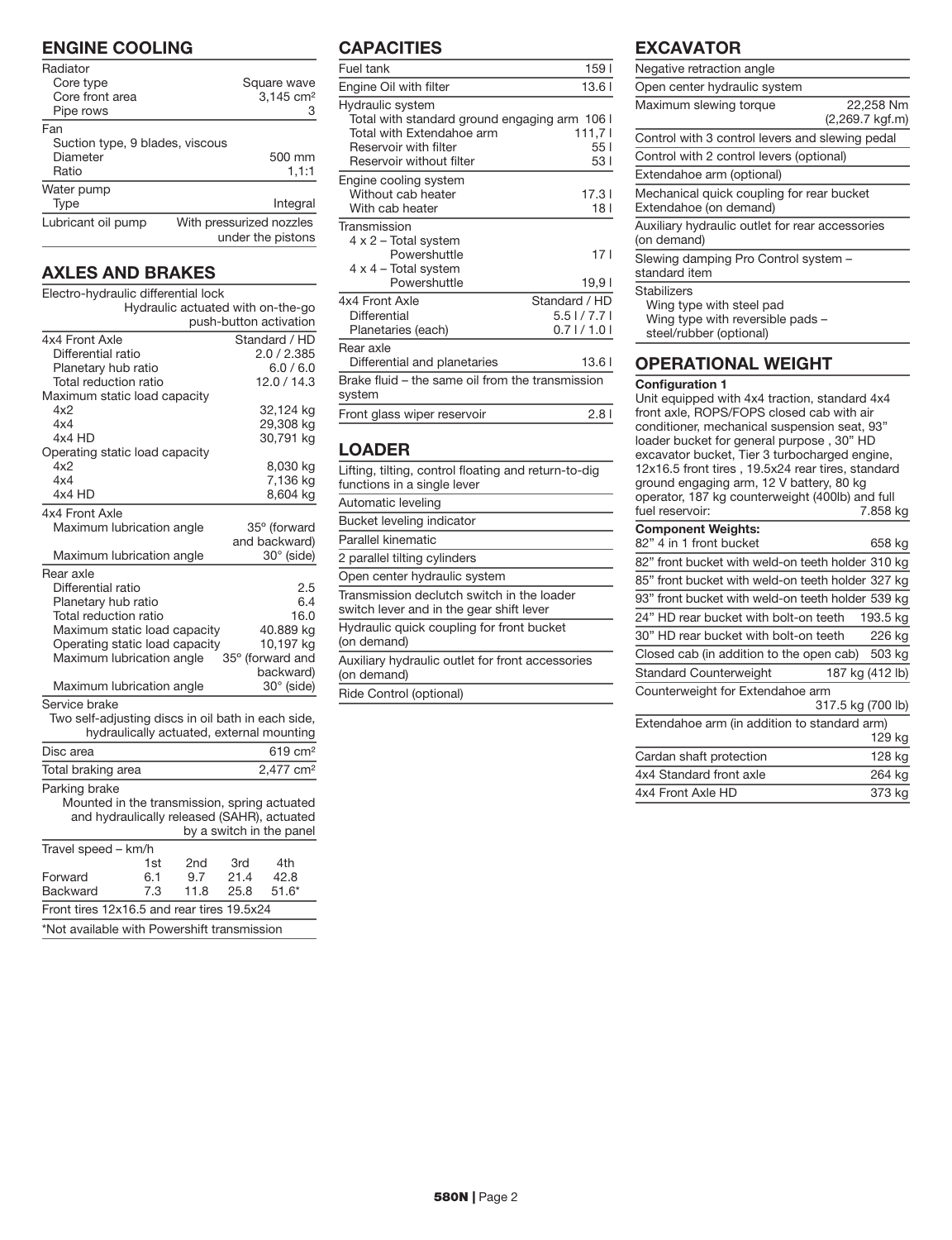## ENGINE COOLING

| | |
|---|---|
| **Radiator** | |
| Core type | Square wave |
| Core front area | 3,145 cm² |
| Pipe rows | 3 |
| **Fan** | |
| Suction type, 9 blades, viscous | |
| Diameter | 500 mm |
| Ratio | 1,1:1 |
| **Water pump** | |
| Type | Integral |
| Lubricant oil pump | With pressurized nozzles under the pistons |

## AXLES AND BRAKES

Electro-hydraulic differential lock
Hydraulic actuated with on-the-go push-button activation

| | |
|---|---|
| **4x4 Front Axle** | Standard / HD |
| Differential ratio | 2.0 / 2.385 |
| Planetary hub ratio | 6.0 / 6.0 |
| Total reduction ratio | 12.0 / 14.3 |
| Maximum static load capacity | |
| 4x2 | 32,124 kg |
| 4x4 | 29,308 kg |
| 4x4 HD | 30,791 kg |
| Operating static load capacity | |
| 4x2 | 8,030 kg |
| 4x4 | 7,136 kg |
| 4x4 HD | 8,604 kg |

| | |
|---|---|
| **4x4 Front Axle** | |
| Maximum lubrication angle | 35° (forward and backward) |
| Maximum lubrication angle | 30° (side) |

| | |
|---|---|
| **Rear axle** | |
| Differential ratio | 2.5 |
| Planetary hub ratio | 6.4 |
| Total reduction ratio | 16.0 |
| Maximum static load capacity | 40.889 kg |
| Operating static load capacity | 10,197 kg |
| Maximum lubrication angle | 35° (forward and backward) |
| Maximum lubrication angle | 30° (side) |

**Service brake**
Two self-adjusting discs in oil bath in each side, hydraulically actuated, external mounting

| | |
|---|---|
| Disc area | 619 cm² |
| Total braking area | 2,477 cm² |

**Parking brake**
Mounted in the transmission, spring actuated and hydraulically released (SAHR), actuated by a switch in the panel

| Travel speed – km/h | 1st | 2nd | 3rd | 4th |
|---|---|---|---|---|
| Forward | 6.1 | 9.7 | 21.4 | 42.8 |
| Backward | 7.3 | 11.8 | 25.8 | 51.6* |

Front tires 12x16.5 and rear tires 19.5x24

*Not available with Powershift transmission

## CAPACITIES

| | |
|---|---|
| Fuel tank | 159 l |
| Engine Oil with filter | 13.6 l |
| **Hydraulic system** | |
| Total with standard ground engaging arm | 106 l |
| Total with Extendahoe arm | 111,7 l |
| Reservoir with filter | 55 l |
| Reservoir without filter | 53 l |
| **Engine cooling system** | |
| Without cab heater | 17.3 l |
| With cab heater | 18 l |
| **Transmission** | |
| 4 x 2 – Total system | |
| Powershuttle | 17 l |
| 4 x 4 – Total system | |
| Powershuttle | 19,9 l |
| **4x4 Front Axle** | Standard / HD |
| Differential | 5.5 l / 7.7 l |
| Planetaries (each) | 0.7 l / 1.0 l |
| **Rear axle** | |
| Differential and planetaries | 13.6 l |
| Brake fluid – the same oil from the transmission system | |
| Front glass wiper reservoir | 2.8 l |

## LOADER

- Lifting, tilting, control floating and return-to-dig functions in a single lever
- Automatic leveling
- Bucket leveling indicator
- Parallel kinematic
- 2 parallel tilting cylinders
- Open center hydraulic system
- Transmission declutch switch in the loader switch lever and in the gear shift lever
- Hydraulic quick coupling for front bucket (on demand)
- Auxiliary hydraulic outlet for front accessories (on demand)
- Ride Control (optional)

## EXCAVATOR

| | |
|---|---|
| Negative retraction angle | |
| Open center hydraulic system | |
| Maximum slewing torque | 22,258 Nm (2,269.7 kgf.m) |
| Control with 3 control levers and slewing pedal | |
| Control with 2 control levers (optional) | |
| Extendahoe arm (optional) | |
| Mechanical quick coupling for rear bucket Extendahoe (on demand) | |
| Auxiliary hydraulic outlet for rear accessories (on demand) | |
| Slewing damping Pro Control system – standard item | |
| **Stabilizers** | |
| Wing type with steel pad | |
| Wing type with reversible pads – steel/rubber (optional) | |

## OPERATIONAL WEIGHT

**Configuration 1**

Unit equipped with 4x4 traction, standard 4x4 front axle, ROPS/FOPS closed cab with air conditioner, mechanical suspension seat, 93" loader bucket for general purpose , 30" HD excavator bucket, Tier 3 turbocharged engine, 12x16.5 front tires , 19.5x24 rear tires, standard ground engaging arm, 12 V battery, 80 kg operator, 187 kg counterweight (400lb) and full fuel reservoir: 7.858 kg

| **Component Weights:** | |
|---|---|
| 82" 4 in 1 front bucket | 658 kg |
| 82" front bucket with weld-on teeth holder | 310 kg |
| 85" front bucket with weld-on teeth holder | 327 kg |
| 93" front bucket with weld-on teeth holder | 539 kg |
| 24" HD rear bucket with bolt-on teeth | 193.5 kg |
| 30" HD rear bucket with bolt-on teeth | 226 kg |
| Closed cab (in addition to the open cab) | 503 kg |
| Standard Counterweight | 187 kg (412 lb) |
| Counterweight for Extendahoe arm | 317.5 kg (700 lb) |
| Extendahoe arm (in addition to standard arm) | 129 kg |
| Cardan shaft protection | 128 kg |
| 4x4 Standard front axle | 264 kg |
| 4x4 Front Axle HD | 373 kg |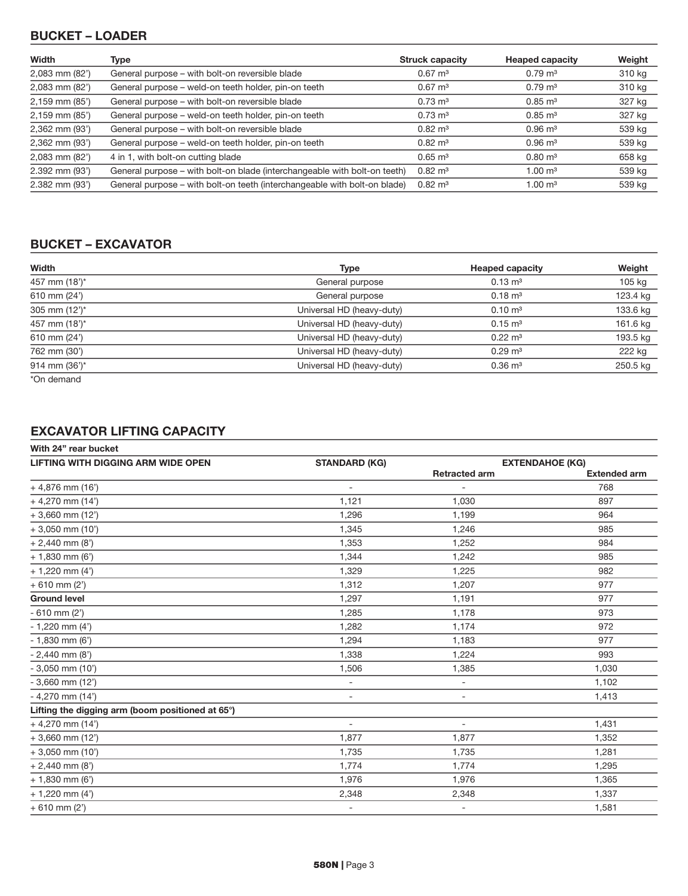## BUCKET – LOADER

| Width | Type | Struck capacity | Heaped capacity | Weight |
|---|---|---|---|---|
| 2,083 mm (82') | General purpose – with bolt-on reversible blade | 0.67 m³ | 0.79 m³ | 310 kg |
| 2,083 mm (82') | General purpose – weld-on teeth holder, pin-on teeth | 0.67 m³ | 0.79 m³ | 310 kg |
| 2,159 mm (85') | General purpose – with bolt-on reversible blade | 0.73 m³ | 0.85 m³ | 327 kg |
| 2,159 mm (85') | General purpose – weld-on teeth holder, pin-on teeth | 0.73 m³ | 0.85 m³ | 327 kg |
| 2,362 mm (93') | General purpose – with bolt-on reversible blade | 0.82 m³ | 0.96 m³ | 539 kg |
| 2,362 mm (93') | General purpose – weld-on teeth holder, pin-on teeth | 0.82 m³ | 0.96 m³ | 539 kg |
| 2,083 mm (82') | 4 in 1, with bolt-on cutting blade | 0.65 m³ | 0.80 m³ | 658 kg |
| 2.392 mm (93') | General purpose – with bolt-on blade (interchangeable with bolt-on teeth) | 0.82 m³ | 1.00 m³ | 539 kg |
| 2.382 mm (93') | General purpose – with bolt-on teeth (interchangeable with bolt-on blade) | 0.82 m³ | 1.00 m³ | 539 kg |

## BUCKET – EXCAVATOR

| Width | Type | Heaped capacity | Weight |
|---|---|---|---|
| 457 mm (18')* | General purpose | 0.13 m³ | 105 kg |
| 610 mm (24') | General purpose | 0.18 m³ | 123.4 kg |
| 305 mm (12')* | Universal HD (heavy-duty) | 0.10 m³ | 133.6 kg |
| 457 mm (18')* | Universal HD (heavy-duty) | 0.15 m³ | 161.6 kg |
| 610 mm (24') | Universal HD (heavy-duty) | 0.22 m³ | 193.5 kg |
| 762 mm (30') | Universal HD (heavy-duty) | 0.29 m³ | 222 kg |
| 914 mm (36')* | Universal HD (heavy-duty) | 0.36 m³ | 250.5 kg |

*On demand

## EXCAVATOR LIFTING CAPACITY

**With 24" rear bucket**

| LIFTING WITH DIGGING ARM WIDE OPEN | STANDARD (KG) | EXTENDAHOE (KG) | |
|---|---|---|---|
| | | Retracted arm | Extended arm |
| + 4,876 mm (16') | - | - | 768 |
| + 4,270 mm (14') | 1,121 | 1,030 | 897 |
| + 3,660 mm (12') | 1,296 | 1,199 | 964 |
| + 3,050 mm (10') | 1,345 | 1,246 | 985 |
| + 2,440 mm (8') | 1,353 | 1,252 | 984 |
| + 1,830 mm (6') | 1,344 | 1,242 | 985 |
| + 1,220 mm (4') | 1,329 | 1,225 | 982 |
| + 610 mm (2') | 1,312 | 1,207 | 977 |
| **Ground level** | 1,297 | 1,191 | 977 |
| - 610 mm (2') | 1,285 | 1,178 | 973 |
| - 1,220 mm (4') | 1,282 | 1,174 | 972 |
| - 1,830 mm (6') | 1,294 | 1,183 | 977 |
| - 2,440 mm (8') | 1,338 | 1,224 | 993 |
| - 3,050 mm (10') | 1,506 | 1,385 | 1,030 |
| - 3,660 mm (12') | - | - | 1,102 |
| - 4,270 mm (14') | - | - | 1,413 |
| **Lifting the digging arm (boom positioned at 65°)** | | | |
| + 4,270 mm (14') | - | - | 1,431 |
| + 3,660 mm (12') | 1,877 | 1,877 | 1,352 |
| + 3,050 mm (10') | 1,735 | 1,735 | 1,281 |
| + 2,440 mm (8') | 1,774 | 1,774 | 1,295 |
| + 1,830 mm (6') | 1,976 | 1,976 | 1,365 |
| + 1,220 mm (4') | 2,348 | 2,348 | 1,337 |
| + 610 mm (2') | - | - | 1,581 |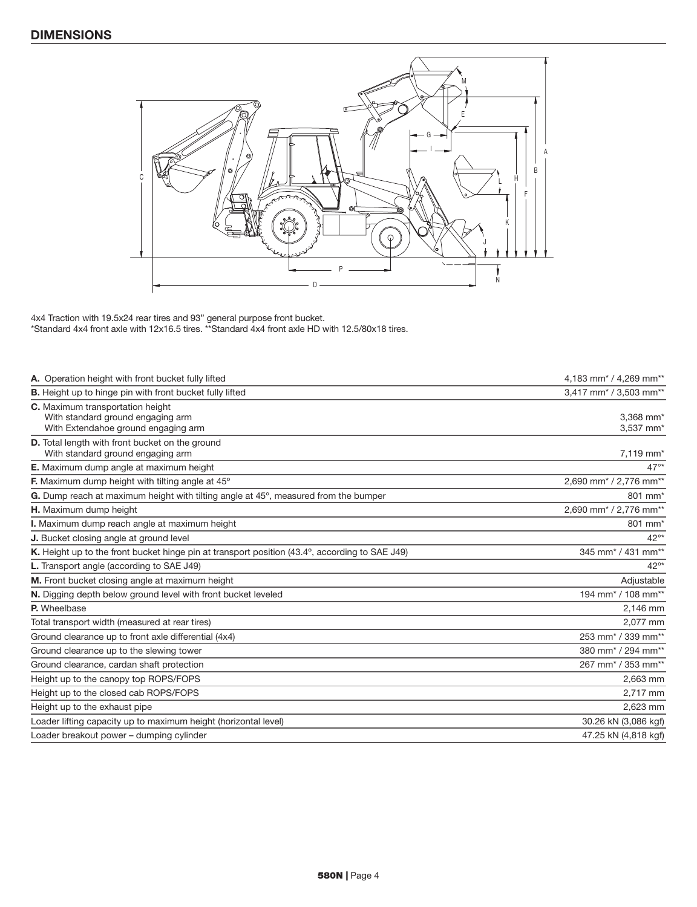## DIMENSIONS

4x4 Traction with 19.5x24 rear tires and 93" general purpose front bucket.
*Standard 4x4 front axle with 12x16.5 tires. **Standard 4x4 front axle HD with 12.5/80x18 tires.

| | |
|---|---|
| **A.** Operation height with front bucket fully lifted | 4,183 mm* / 4,269 mm** |
| **B.** Height up to hinge pin with front bucket fully lifted | 3,417 mm* / 3,503 mm** |
| **C.** Maximum transportation height<br>With standard ground engaging arm<br>With Extendahoe ground engaging arm | <br>3,368 mm*<br>3,537 mm* |
| **D.** Total length with front bucket on the ground<br>With standard ground engaging arm | <br>7,119 mm* |
| **E.** Maximum dump angle at maximum height | 47°* |
| **F.** Maximum dump height with tilting angle at 45° | 2,690 mm* / 2,776 mm** |
| **G.** Dump reach at maximum height with tilting angle at 45°, measured from the bumper | 801 mm* |
| **H.** Maximum dump height | 2,690 mm* / 2,776 mm** |
| **I.** Maximum dump reach angle at maximum height | 801 mm* |
| **J.** Bucket closing angle at ground level | 42°* |
| **K.** Height up to the front bucket hinge pin at transport position (43.4°, according to SAE J49) | 345 mm* / 431 mm** |
| **L.** Transport angle (according to SAE J49) | 42°* |
| **M.** Front bucket closing angle at maximum height | Adjustable |
| **N.** Digging depth below ground level with front bucket leveled | 194 mm* / 108 mm** |
| **P.** Wheelbase | 2,146 mm |
| Total transport width (measured at rear tires) | 2,077 mm |
| Ground clearance up to front axle differential (4x4) | 253 mm* / 339 mm** |
| Ground clearance up to the slewing tower | 380 mm* / 294 mm** |
| Ground clearance, cardan shaft protection | 267 mm* / 353 mm** |
| Height up to the canopy top ROPS/FOPS | 2,663 mm |
| Height up to the closed cab ROPS/FOPS | 2,717 mm |
| Height up to the exhaust pipe | 2,623 mm |
| Loader lifting capacity up to maximum height (horizontal level) | 30.26 kN (3,086 kgf) |
| Loader breakout power – dumping cylinder | 47.25 kN (4,818 kgf) |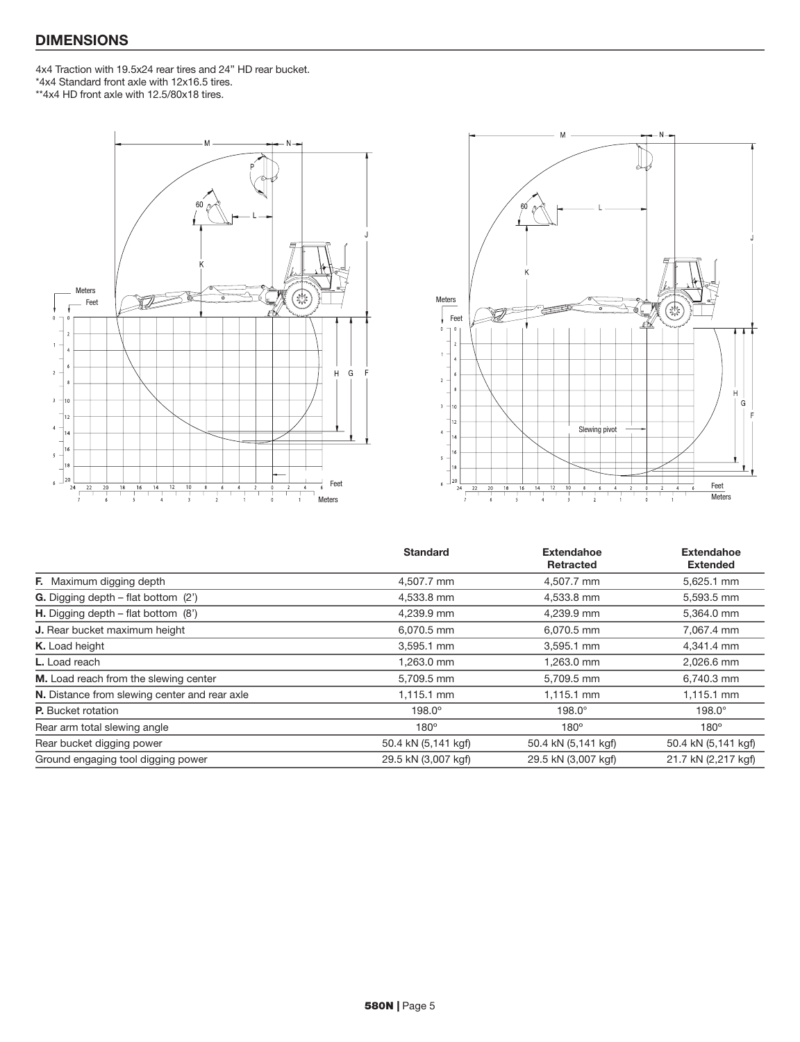## DIMENSIONS

4x4 Traction with 19.5x24 rear tires and 24" HD rear bucket.
*4x4 Standard front axle with 12x16.5 tires.
**4x4 HD front axle with 12.5/80x18 tires.

| | Standard | Extendahoe Retracted | Extendahoe Extended |
|---|---|---|---|
| **F.** Maximum digging depth | 4,507.7 mm | 4,507.7 mm | 5,625.1 mm |
| **G.** Digging depth – flat bottom (2') | 4,533.8 mm | 4,533.8 mm | 5,593.5 mm |
| **H.** Digging depth – flat bottom (8') | 4,239.9 mm | 4,239.9 mm | 5,364.0 mm |
| **J.** Rear bucket maximum height | 6,070.5 mm | 6,070.5 mm | 7,067.4 mm |
| **K.** Load height | 3,595.1 mm | 3,595.1 mm | 4,341.4 mm |
| **L.** Load reach | 1,263.0 mm | 1,263.0 mm | 2,026.6 mm |
| **M.** Load reach from the slewing center | 5,709.5 mm | 5,709.5 mm | 6,740.3 mm |
| **N.** Distance from slewing center and rear axle | 1,115.1 mm | 1,115.1 mm | 1,115.1 mm |
| **P.** Bucket rotation | 198.0° | 198.0° | 198.0° |
| Rear arm total slewing angle | 180° | 180° | 180° |
| Rear bucket digging power | 50.4 kN (5,141 kgf) | 50.4 kN (5,141 kgf) | 50.4 kN (5,141 kgf) |
| Ground engaging tool digging power | 29.5 kN (3,007 kgf) | 29.5 kN (3,007 kgf) | 21.7 kN (2,217 kgf) |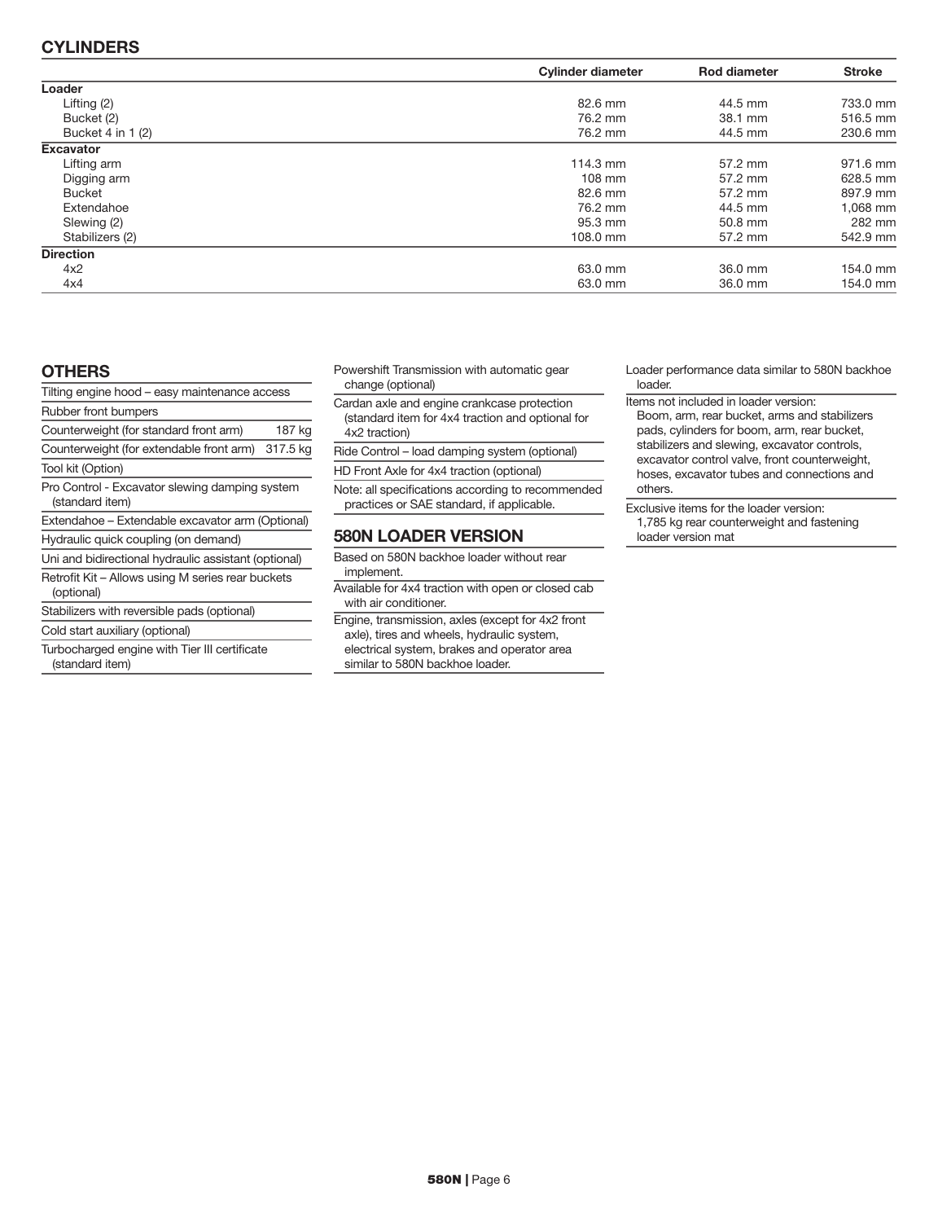## CYLINDERS

| | Cylinder diameter | Rod diameter | Stroke |
|---|---|---|---|
| **Loader** | | | |
| Lifting (2) | 82.6 mm | 44.5 mm | 733.0 mm |
| Bucket (2) | 76.2 mm | 38.1 mm | 516.5 mm |
| Bucket 4 in 1 (2) | 76.2 mm | 44.5 mm | 230.6 mm |
| **Excavator** | | | |
| Lifting arm | 114.3 mm | 57.2 mm | 971.6 mm |
| Digging arm | 108 mm | 57.2 mm | 628.5 mm |
| Bucket | 82.6 mm | 57.2 mm | 897.9 mm |
| Extendahoe | 76.2 mm | 44.5 mm | 1,068 mm |
| Slewing (2) | 95.3 mm | 50.8 mm | 282 mm |
| Stabilizers (2) | 108.0 mm | 57.2 mm | 542.9 mm |
| **Direction** | | | |
| 4x2 | 63.0 mm | 36.0 mm | 154.0 mm |
| 4x4 | 63.0 mm | 36.0 mm | 154.0 mm |

## OTHERS

| | |
|---|---|
| Tilting engine hood – easy maintenance access | |
| Rubber front bumpers | |
| Counterweight (for standard front arm) | 187 kg |
| Counterweight (for extendable front arm) | 317.5 kg |
| Tool kit (Option) | |
| Pro Control - Excavator slewing damping system (standard item) | |
| Extendahoe – Extendable excavator arm (Optional) | |
| Hydraulic quick coupling (on demand) | |
| Uni and bidirectional hydraulic assistant (optional) | |
| Retrofit Kit – Allows using M series rear buckets (optional) | |
| Stabilizers with reversible pads (optional) | |
| Cold start auxiliary (optional) | |
| Turbocharged engine with Tier III certificate (standard item) | |

Powershift Transmission with automatic gear change (optional)

Cardan axle and engine crankcase protection (standard item for 4x4 traction and optional for 4x2 traction)

Ride Control – load damping system (optional)

HD Front Axle for 4x4 traction (optional)

Note: all specifications according to recommended practices or SAE standard, if applicable.

## 580N LOADER VERSION

Based on 580N backhoe loader without rear implement.

Available for 4x4 traction with open or closed cab with air conditioner.

Engine, transmission, axles (except for 4x2 front axle), tires and wheels, hydraulic system, electrical system, brakes and operator area similar to 580N backhoe loader.

Loader performance data similar to 580N backhoe loader.

Items not included in loader version:
Boom, arm, rear bucket, arms and stabilizers pads, cylinders for boom, arm, rear bucket, stabilizers and slewing, excavator controls, excavator control valve, front counterweight, hoses, excavator tubes and connections and others.

Exclusive items for the loader version:
1,785 kg rear counterweight and fastening loader version mat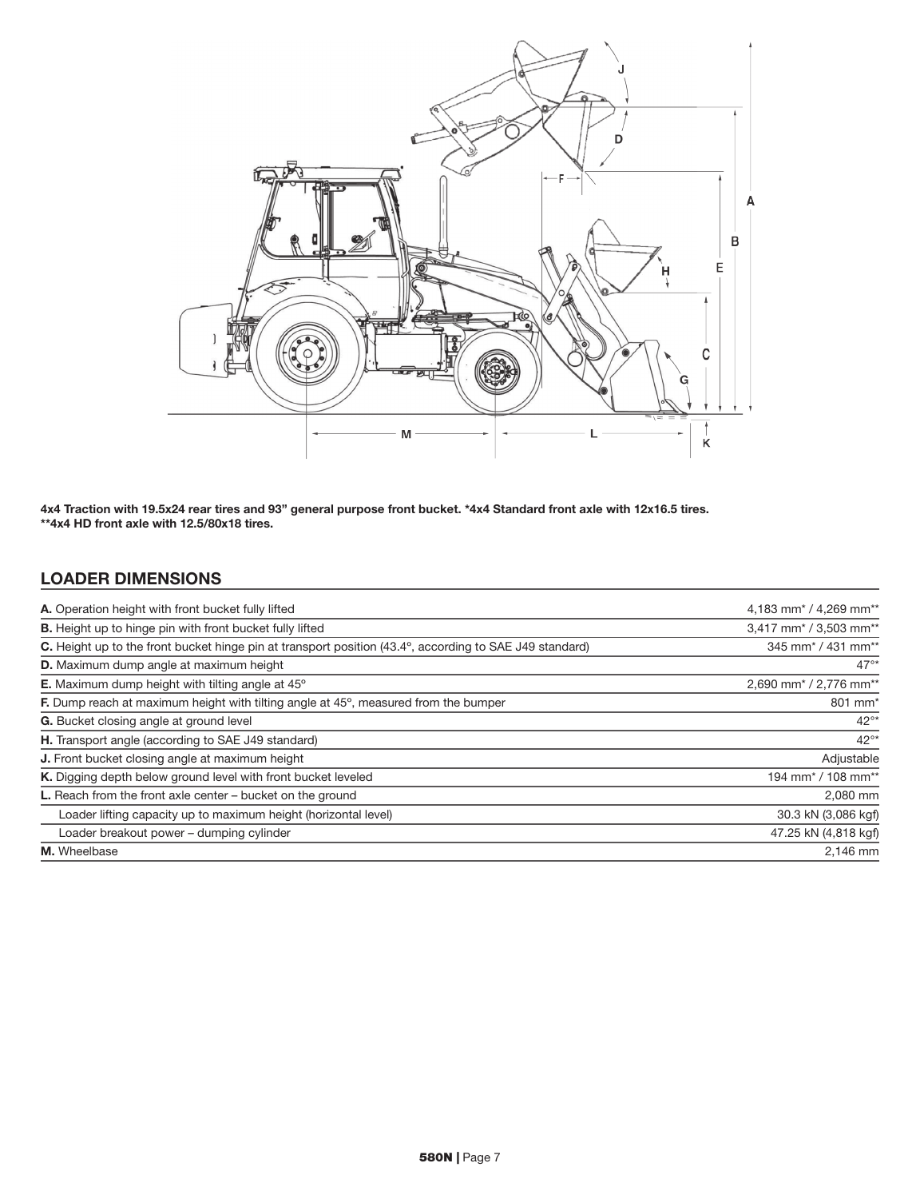**4x4 Traction with 19.5x24 rear tires and 93" general purpose front bucket. *4x4 Standard front axle with 12x16.5 tires. **4x4 HD front axle with 12.5/80x18 tires.**

## LOADER DIMENSIONS

| | |
|---|---|
| **A.** Operation height with front bucket fully lifted | 4,183 mm* / 4,269 mm** |
| **B.** Height up to hinge pin with front bucket fully lifted | 3,417 mm* / 3,503 mm** |
| **C.** Height up to the front bucket hinge pin at transport position (43.4°, according to SAE J49 standard) | 345 mm* / 431 mm** |
| **D.** Maximum dump angle at maximum height | 47°* |
| **E.** Maximum dump height with tilting angle at 45° | 2,690 mm* / 2,776 mm** |
| **F.** Dump reach at maximum height with tilting angle at 45°, measured from the bumper | 801 mm* |
| **G.** Bucket closing angle at ground level | 42°* |
| **H.** Transport angle (according to SAE J49 standard) | 42°* |
| **J.** Front bucket closing angle at maximum height | Adjustable |
| **K.** Digging depth below ground level with front bucket leveled | 194 mm* / 108 mm** |
| **L.** Reach from the front axle center – bucket on the ground | 2,080 mm |
| Loader lifting capacity up to maximum height (horizontal level) | 30.3 kN (3,086 kgf) |
| Loader breakout power – dumping cylinder | 47.25 kN (4,818 kgf) |
| **M.** Wheelbase | 2,146 mm |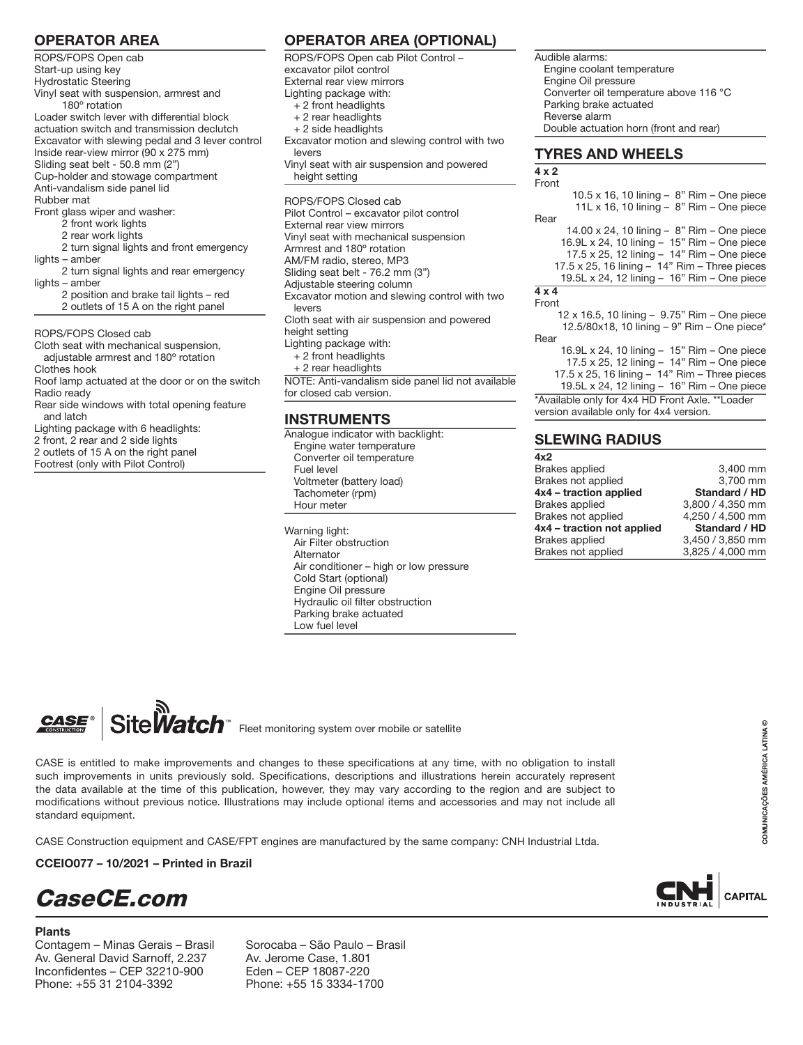## OPERATOR AREA

ROPS/FOPS Open cab
Start-up using key
Hydrostatic Steering
Vinyl seat with suspension, armrest and 180º rotation
Loader switch lever with differential block actuation switch and transmission declutch
Excavator with slewing pedal and 3 lever control
Inside rear-view mirror (90 x 275 mm)
Sliding seat belt - 50.8 mm (2")
Cup-holder and stowage compartment
Anti-vandalism side panel lid
Rubber mat
Front glass wiper and washer:
- 2 front work lights
- 2 rear work lights
- 2 turn signal lights and front emergency lights – amber
- 2 turn signal lights and rear emergency lights – amber
- 2 position and brake tail lights – red
- 2 outlets of 15 A on the right panel

ROPS/FOPS Closed cab
Cloth seat with mechanical suspension, adjustable armrest and 180º rotation
Clothes hook
Roof lamp actuated at the door or on the switch
Radio ready
Rear side windows with total opening feature and latch
Lighting package with 6 headlights:
2 front, 2 rear and 2 side lights
2 outlets of 15 A on the right panel
Footrest (only with Pilot Control)

## OPERATOR AREA (OPTIONAL)

ROPS/FOPS Open cab Pilot Control – excavator pilot control
External rear view mirrors
Lighting package with:
- + 2 front headlights
- + 2 rear headlights
- + 2 side headlights

Excavator motion and slewing control with two levers
Vinyl seat with air suspension and powered height setting

ROPS/FOPS Closed cab
Pilot Control – excavator pilot control
External rear view mirrors
Vinyl seat with mechanical suspension
Armrest and 180º rotation
AM/FM radio, stereo, MP3
Sliding seat belt - 76.2 mm (3")
Adjustable steering column
Excavator motion and slewing control with two levers
Cloth seat with air suspension and powered height setting
Lighting package with:
- + 2 front headlights
- + 2 rear headlights

NOTE: Anti-vandalism side panel lid not available for closed cab version.

## INSTRUMENTS

Analogue indicator with backlight:
- Engine water temperature
- Converter oil temperature
- Fuel level
- Voltmeter (battery load)
- Tachometer (rpm)
- Hour meter

Warning light:
- Air Filter obstruction
- Alternator
- Air conditioner – high or low pressure
- Cold Start (optional)
- Engine Oil pressure
- Hydraulic oil filter obstruction
- Parking brake actuated
- Low fuel level

Audible alarms:
- Engine coolant temperature
- Engine Oil pressure
- Converter oil temperature above 116 °C
- Parking brake actuated
- Reverse alarm
- Double actuation horn (front and rear)

## TYRES AND WHEELS

**4 x 2**

Front
- 10.5 x 16, 10 lining – 8" Rim – One piece
- 11L x 16, 10 lining – 8" Rim – One piece

Rear
- 14.00 x 24, 10 lining – 8" Rim – One piece
- 16.9L x 24, 10 lining – 15" Rim – One piece
- 17.5 x 25, 12 lining – 14" Rim – One piece
- 17.5 x 25, 16 lining – 14" Rim – Three pieces
- 19.5L x 24, 12 lining – 16" Rim – One piece

**4 x 4**

Front
- 12 x 16.5, 10 lining – 9.75" Rim – One piece
- 12.5/80x18, 10 lining – 9" Rim – One piece*

Rear
- 16.9L x 24, 10 lining – 15" Rim – One piece
- 17.5 x 25, 12 lining – 14" Rim – One piece
- 17.5 x 25, 16 lining – 14" Rim – Three pieces
- 19.5L x 24, 12 lining – 16" Rim – One piece

*Available only for 4x4 HD Front Axle. **Loader version available only for 4x4 version.

## SLEWING RADIUS

| | |
|---|---|
| **4x2** | |
| Brakes applied | 3,400 mm |
| Brakes not applied | 3,700 mm |
| **4x4 – traction applied** | **Standard / HD** |
| Brakes applied | 3,800 / 4,350 mm |
| Brakes not applied | 4,250 / 4,500 mm |
| **4x4 – traction not applied** | **Standard / HD** |
| Brakes applied | 3,450 / 3,850 mm |
| Brakes not applied | 3,825 / 4,000 mm |

CASE SiteWatch™ Fleet monitoring system over mobile or satellite

CASE is entitled to make improvements and changes to these specifications at any time, with no obligation to install such improvements in units previously sold. Specifications, descriptions and illustrations herein accurately represent the data available at the time of this publication, however, they may vary according to the region and are subject to modifications without previous notice. Illustrations may include optional items and accessories and may not include all standard equipment.

CASE Construction equipment and CASE/FPT engines are manufactured by the same company: CNH Industrial Ltda.

**CCEIO077 – 10/2021 – Printed in Brazil**

*CaseCE.com*

CNH Industrial CAPITAL

COMUNICAÇÕES AMÉRICA LATINA ©

**Plants**

Contagem – Minas Gerais – Brasil
Av. General David Sarnoff, 2.237
Inconfidentes – CEP 32210-900
Phone: +55 31 2104-3392

Sorocaba – São Paulo – Brasil
Av. Jerome Case, 1.801
Eden – CEP 18087-220
Phone: +55 15 3334-1700